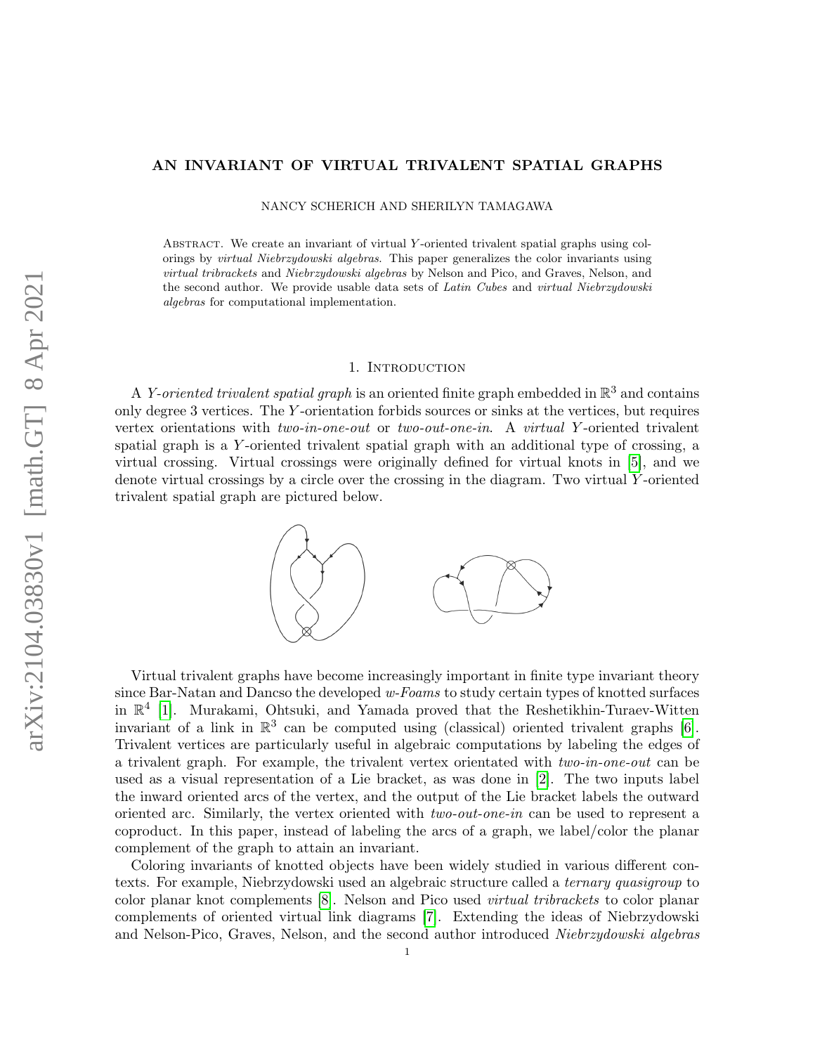# AN INVARIANT OF VIRTUAL TRIVALENT SPATIAL GRAPHS

NANCY SCHERICH AND SHERILYN TAMAGAWA

Abstract. We create an invariant of virtual $Y$-oriented trivalent spatial graphs using colorings by *virtual Niebrzydowski algebras.* This paper generalizes the color invariants using *virtual tribrackets* and *Niebrzydowski algebras* by Nelson and Pico, and Graves, Nelson, and the second author. We provide usable data sets of *Latin Cubes* and *virtual Niebrzydowski algebras* for computational implementation.

## 1. Introduction

A *$Y$-oriented trivalent spatial graph* is an oriented finite graph embedded in $\mathbb{R}^3$ and contains only degree 3 vertices. The $Y$-orientation forbids sources or sinks at the vertices, but requires vertex orientations with *two-in-one-out* or *two-out-one-in*. A *virtual* $Y$-oriented trivalent spatial graph is a $Y$-oriented trivalent spatial graph with an additional type of crossing, a virtual crossing. Virtual crossings were originally defined for virtual knots in [5], and we denote virtual crossings by a circle over the crossing in the diagram. Two virtual $Y$-oriented trivalent spatial graph are pictured below.

Virtual trivalent graphs have become increasingly important in finite type invariant theory since Bar-Natan and Dancso the developed *w-Foams* to study certain types of knotted surfaces in $\mathbb{R}^4$ [1]. Murakami, Ohtsuki, and Yamada proved that the Reshetikhin-Turaev-Witten invariant of a link in $\mathbb{R}^3$ can be computed using (classical) oriented trivalent graphs [6]. Trivalent vertices are particularly useful in algebraic computations by labeling the edges of a trivalent graph. For example, the trivalent vertex orientated with *two-in-one-out* can be used as a visual representation of a Lie bracket, as was done in [2]. The two inputs label the inward oriented arcs of the vertex, and the output of the Lie bracket labels the outward oriented arc. Similarly, the vertex oriented with *two-out-one-in* can be used to represent a coproduct. In this paper, instead of labeling the arcs of a graph, we label/color the planar complement of the graph to attain an invariant.

Coloring invariants of knotted objects have been widely studied in various different contexts. For example, Niebrzydowski used an algebraic structure called a *ternary quasigroup* to color planar knot complements [8]. Nelson and Pico used *virtual tribrackets* to color planar complements of oriented virtual link diagrams [7]. Extending the ideas of Niebrzydowski and Nelson-Pico, Graves, Nelson, and the second author introduced *Niebrzydowski algebras*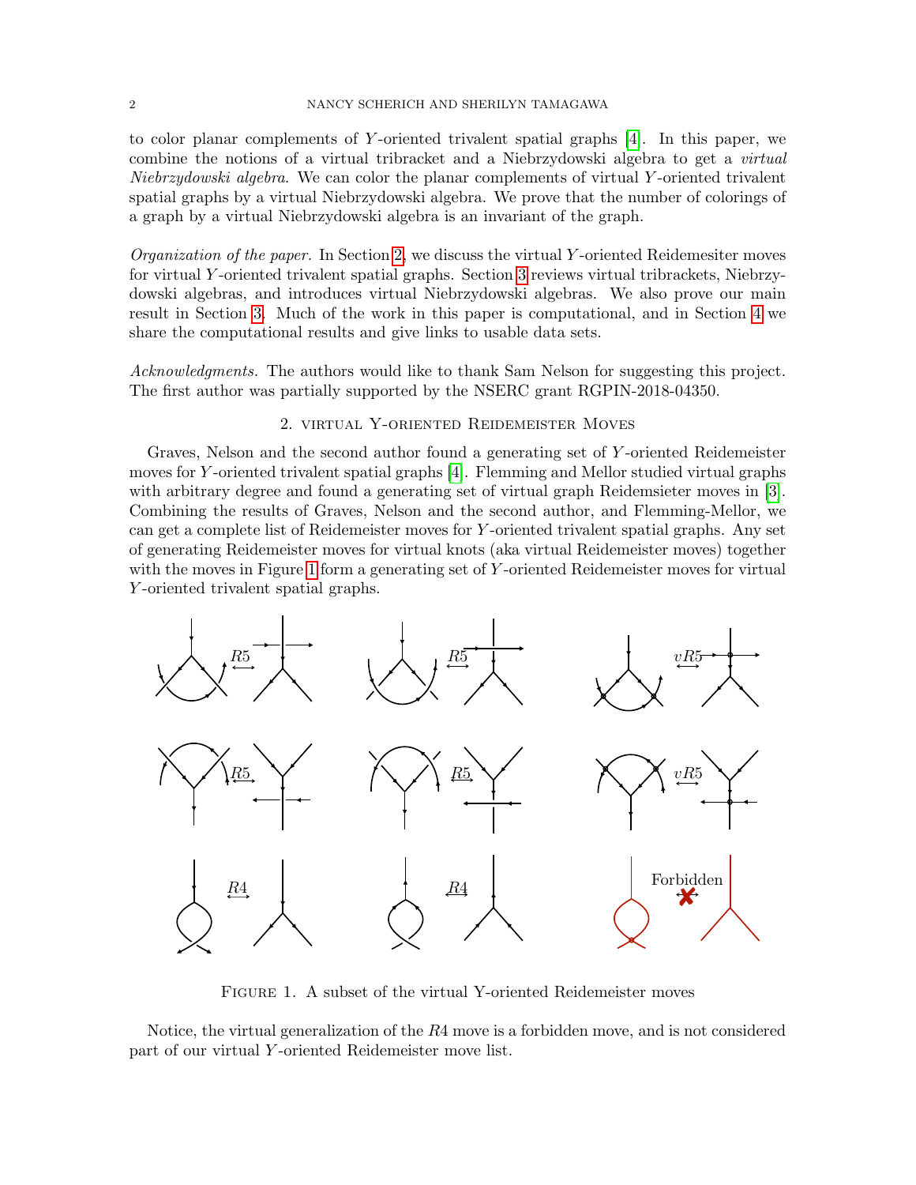to color planar complements of $Y$-oriented trivalent spatial graphs [4]. In this paper, we combine the notions of a virtual tribracket and a Niebrzydowski algebra to get a *virtual Niebrzydowski algebra*. We can color the planar complements of virtual $Y$-oriented trivalent spatial graphs by a virtual Niebrzydowski algebra. We prove that the number of colorings of a graph by a virtual Niebrzydowski algebra is an invariant of the graph.

*Organization of the paper.* In Section 2, we discuss the virtual $Y$-oriented Reidemesiter moves for virtual $Y$-oriented trivalent spatial graphs. Section 3 reviews virtual tribrackets, Niebrzydowski algebras, and introduces virtual Niebrzydowski algebras. We also prove our main result in Section 3. Much of the work in this paper is computational, and in Section 4 we share the computational results and give links to usable data sets.

*Acknowledgments.* The authors would like to thank Sam Nelson for suggesting this project. The first author was partially supported by the NSERC grant RGPIN-2018-04350.

## 2. virtual Y-oriented Reidemeister Moves

Graves, Nelson and the second author found a generating set of $Y$-oriented Reidemeister moves for $Y$-oriented trivalent spatial graphs [4]. Flemming and Mellor studied virtual graphs with arbitrary degree and found a generating set of virtual graph Reidemsieter moves in [3]. Combining the results of Graves, Nelson and the second author, and Flemming-Mellor, we can get a complete list of Reidemeister moves for $Y$-oriented trivalent spatial graphs. Any set of generating Reidemeister moves for virtual knots (aka virtual Reidemeister moves) together with the moves in Figure 1 form a generating set of $Y$-oriented Reidemeister moves for virtual $Y$-oriented trivalent spatial graphs.

Figure 1. A subset of the virtual Y-oriented Reidemeister moves

Notice, the virtual generalization of the $R4$ move is a forbidden move, and is not considered part of our virtual $Y$-oriented Reidemeister move list.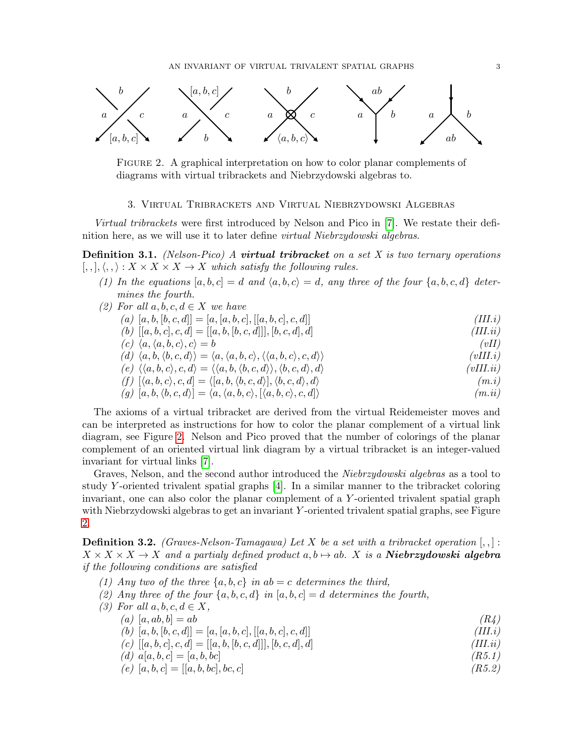Figure 2. A graphical interpretation on how to color planar complements of diagrams with virtual tribrackets and Niebrzydowski algebras to.

## 3. Virtual Tribrackets and Virtual Niebrzydowski Algebras

*Virtual tribrackets* were first introduced by Nelson and Pico in [7]. We restate their definition here, as we will use it to later define *virtual Niebrzydowski algebras*.

**Definition 3.1.** *(Nelson-Pico) A **virtual tribracket** on a set $X$ is two ternary operations $[,,], \langle,,\rangle : X \times X \times X \to X$ which satisfy the following rules.*

1. *In the equations $[a, b, c] = d$ and $\langle a, b, c\rangle = d$, any three of the four $\{a, b, c, d\}$ determines the fourth.*
2. *For all $a, b, c, d \in X$ we have*
   - (a) $[a, b, [b, c, d]] = [a, [a, b, c], [[a, b, c], c, d]]$ *(III.i)*
   - (b) $[[a, b, c], c, d] = [[a, b, [b, c, d]], [b, c, d], d]$ *(III.ii)*
   - (c) $\langle a, \langle a, b, c\rangle, c\rangle = b$ *(vII)*
   - (d) $\langle a, b, \langle b, c, d\rangle\rangle = \langle a, \langle a, b, c\rangle, \langle\langle a, b, c\rangle, c, d\rangle\rangle$ *(vIII.i)*
   - (e) $\langle\langle a, b, c\rangle, c, d\rangle = \langle\langle a, b, \langle b, c, d\rangle\rangle, \langle b, c, d\rangle, d\rangle$ *(vIII.ii)*
   - (f) $[\langle a, b, c\rangle, c, d] = \langle [a, b, \langle b, c, d\rangle], \langle b, c, d\rangle, d\rangle$ *(m.i)*
   - (g) $[a, b, \langle b, c, d\rangle] = \langle a, \langle a, b, c\rangle, [\langle a, b, c\rangle, c, d]\rangle$ *(m.ii)*

The axioms of a virtual tribracket are derived from the virtual Reidemeister moves and can be interpreted as instructions for how to color the planar complement of a virtual link diagram, see Figure 2. Nelson and Pico proved that the number of colorings of the planar complement of an oriented virtual link diagram by a virtual tribracket is an integer-valued invariant for virtual links [7].

Graves, Nelson, and the second author introduced the *Niebrzydowski algebras* as a tool to study $Y$-oriented trivalent spatial graphs [4]. In a similar manner to the tribracket coloring invariant, one can also color the planar complement of a $Y$-oriented trivalent spatial graph with Niebrzydowski algebras to get an invariant $Y$-oriented trivalent spatial graphs, see Figure 2.

**Definition 3.2.** *(Graves-Nelson-Tamagawa) Let $X$ be a set with a tribracket operation $[,,] : X \times X \times X \to X$ and a partialy defined product $a, b \mapsto ab$. $X$ is a **Niebrzydowski algebra** if the following conditions are satisfied*

1. *Any two of the three $\{a, b, c\}$ in $ab = c$ determines the third,*
2. *Any three of the four $\{a, b, c, d\}$ in $[a, b, c] = d$ determines the fourth,*
3. *For all $a, b, c, d \in X$,*
   - (a) $[a, ab, b] = ab$ *(R4)*
   - (b) $[a, b, [b, c, d]] = [a, [a, b, c], [[a, b, c], c, d]]$ *(III.i)*
   - (c) $[[a, b, c], c, d] = [[a, b, [b, c, d]], [b, c, d], d]$ *(III.ii)*
   - (d) $a[a, b, c] = [a, b, bc]$ *(R5.1)*
   - (e) $[a, b, c] = [[a, b, bc], bc, c]$ *(R5.2)*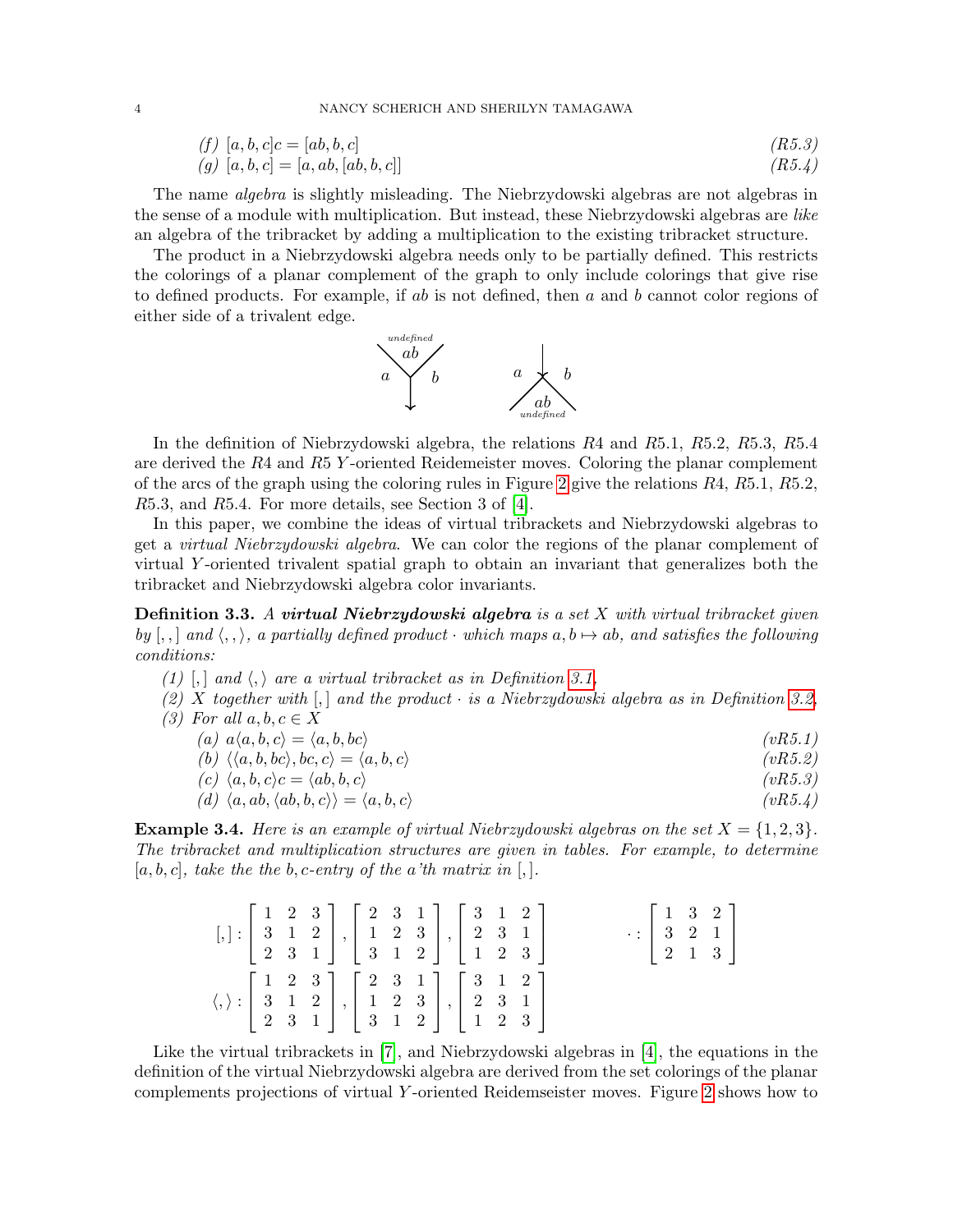(f) $[a, b, c]c = [ab, b, c]$ *(R5.3)*
(g) $[a, b, c] = [a, ab, [ab, b, c]]$ *(R5.4)*

The name *algebra* is slightly misleading. The Niebrzydowski algebras are not algebras in the sense of a module with multiplication. But instead, these Niebrzydowski algebras are *like* an algebra of the tribracket by adding a multiplication to the existing tribracket structure.

The product in a Niebrzydowski algebra needs only to be partially defined. This restricts the colorings of a planar complement of the graph to only include colorings that give rise to defined products. For example, if $ab$ is not defined, then $a$ and $b$ cannot color regions of either side of a trivalent edge.

In the definition of Niebrzydowski algebra, the relations $R4$ and $R5.1$, $R5.2$, $R5.3$, $R5.4$ are derived the $R4$ and $R5$ $Y$-oriented Reidemeister moves. Coloring the planar complement of the arcs of the graph using the coloring rules in Figure 2 give the relations $R4$, $R5.1$, $R5.2$, $R5.3$, and $R5.4$. For more details, see Section 3 of [4].

In this paper, we combine the ideas of virtual tribrackets and Niebrzydowski algebras to get a *virtual Niebrzydowski algebra*. We can color the regions of the planar complement of virtual $Y$-oriented trivalent spatial graph to obtain an invariant that generalizes both the tribracket and Niebrzydowski algebra color invariants.

**Definition 3.3.** *A* ***virtual Niebrzydowski algebra*** *is a set $X$ with virtual tribracket given by $[,,]$ and $\langle,,\rangle$, a partially defined product $\cdot$ which maps $a, b \mapsto ab$, and satisfies the following conditions:*

*(1) $[,]$ and $\langle,\rangle$ are a virtual tribracket as in Definition 3.1.*
*(2) $X$ together with $[,]$ and the product $\cdot$ is a Niebrzydowski algebra as in Definition 3.2.*
*(3) For all $a, b, c \in X$*
  (a) $a\langle a, b, c\rangle = \langle a, b, bc\rangle$ *(vR5.1)*
  (b) $\langle\langle a, b, bc\rangle, bc, c\rangle = \langle a, b, c\rangle$ *(vR5.2)*
  (c) $\langle a, b, c\rangle c = \langle ab, b, c\rangle$ *(vR5.3)*
  (d) $\langle a, ab, \langle ab, b, c\rangle\rangle = \langle a, b, c\rangle$ *(vR5.4)*

**Example 3.4.** *Here is an example of virtual Niebrzydowski algebras on the set $X = \{1, 2, 3\}$. The tribracket and multiplication structures are given in tables. For example, to determine $[a, b, c]$, take the the $b, c$-entry of the $a$'th matrix in $[,]$.*

$$[,] : \begin{bmatrix} 1 & 2 & 3 \\ 3 & 1 & 2 \\ 2 & 3 & 1 \end{bmatrix}, \begin{bmatrix} 2 & 3 & 1 \\ 1 & 2 & 3 \\ 3 & 1 & 2 \end{bmatrix}, \begin{bmatrix} 3 & 1 & 2 \\ 2 & 3 & 1 \\ 1 & 2 & 3 \end{bmatrix} \qquad \cdot : \begin{bmatrix} 1 & 3 & 2 \\ 3 & 2 & 1 \\ 2 & 1 & 3 \end{bmatrix}$$

$$\langle,\rangle : \begin{bmatrix} 1 & 2 & 3 \\ 3 & 1 & 2 \\ 2 & 3 & 1 \end{bmatrix}, \begin{bmatrix} 2 & 3 & 1 \\ 1 & 2 & 3 \\ 3 & 1 & 2 \end{bmatrix}, \begin{bmatrix} 3 & 1 & 2 \\ 2 & 3 & 1 \\ 1 & 2 & 3 \end{bmatrix}$$

Like the virtual tribrackets in [7], and Niebrzydowski algebras in [4], the equations in the definition of the virtual Niebrzydowski algebra are derived from the set colorings of the planar complements projections of virtual $Y$-oriented Reidemseister moves. Figure 2 shows how to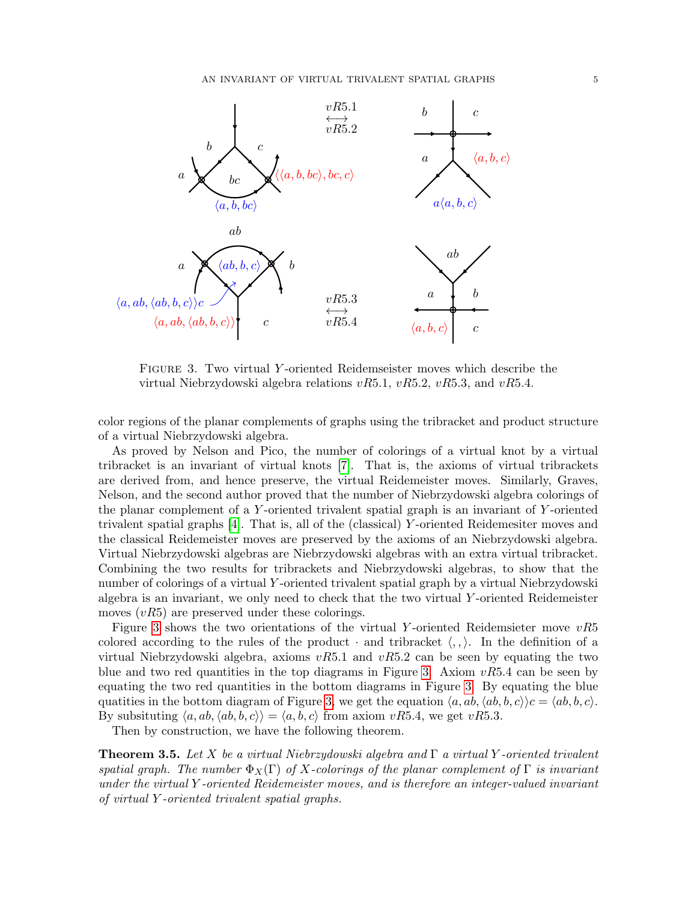Figure 3. Two virtual $Y$-oriented Reidemseister moves which describe the virtual Niebrzydowski algebra relations $vR5.1$, $vR5.2$, $vR5.3$, and $vR5.4$.

color regions of the planar complements of graphs using the tribracket and product structure of a virtual Niebrzydowski algebra.

As proved by Nelson and Pico, the number of colorings of a virtual knot by a virtual tribracket is an invariant of virtual knots [7]. That is, the axioms of virtual tribrackets are derived from, and hence preserve, the virtual Reidemeister moves. Similarly, Graves, Nelson, and the second author proved that the number of Niebrzydowski algebra colorings of the planar complement of a $Y$-oriented trivalent spatial graph is an invariant of $Y$-oriented trivalent spatial graphs [4]. That is, all of the (classical) $Y$-oriented Reidemesiter moves and the classical Reidemeister moves are preserved by the axioms of an Niebrzydowski algebra. Virtual Niebrzydowski algebras are Niebrzydowski algebras with an extra virtual tribracket. Combining the two results for tribrackets and Niebrzydowski algebras, to show that the number of colorings of a virtual $Y$-oriented trivalent spatial graph by a virtual Niebrzydowski algebra is an invariant, we only need to check that the two virtual $Y$-oriented Reidemeister moves ($vR5$) are preserved under these colorings.

Figure 3 shows the two orientations of the virtual $Y$-oriented Reidemsieter move $vR5$ colored according to the rules of the product $\cdot$ and tribracket $\langle , , \rangle$. In the definition of a virtual Niebrzydowski algebra, axioms $vR5.1$ and $vR5.2$ can be seen by equating the two blue and two red quantities in the top diagrams in Figure 3. Axiom $vR5.4$ can be seen by equating the two red quantities in the bottom diagrams in Figure 3. By equating the blue quatities in the bottom diagram of Figure 3, we get the equation $\langle a, ab, \langle ab, b, c\rangle\rangle c = \langle ab, b, c\rangle$. By subsituting $\langle a, ab, \langle ab, b, c\rangle\rangle = \langle a, b, c\rangle$ from axiom $vR5.4$, we get $vR5.3$.

Then by construction, we have the following theorem.

**Theorem 3.5.** *Let $X$ be a virtual Niebrzydowski algebra and $\Gamma$ a virtual $Y$-oriented trivalent spatial graph. The number $\Phi_X(\Gamma)$ of $X$-colorings of the planar complement of $\Gamma$ is invariant under the virtual $Y$-oriented Reidemeister moves, and is therefore an integer-valued invariant of virtual $Y$-oriented trivalent spatial graphs.*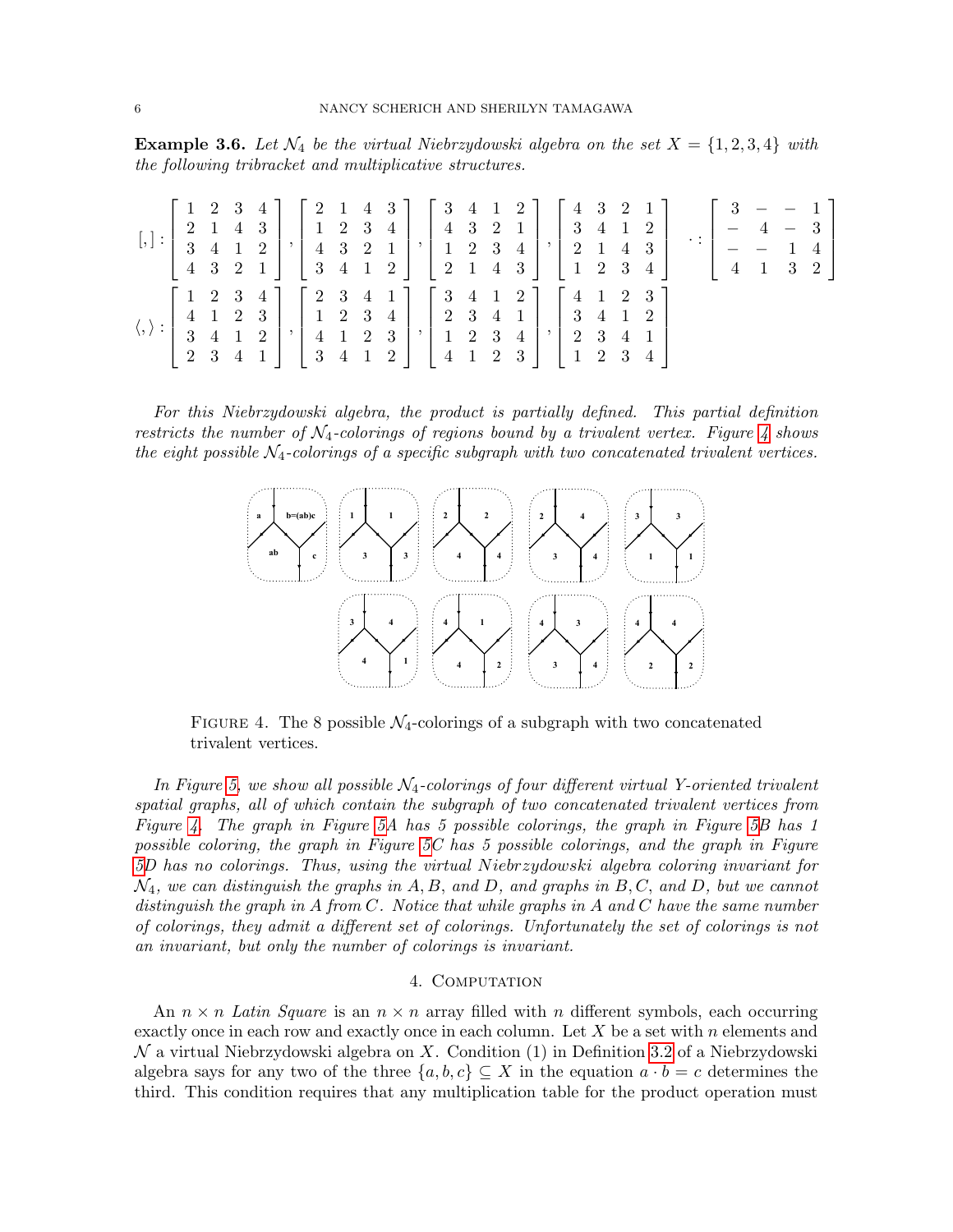**Example 3.6.** *Let $\mathcal{N}_4$ be the virtual Niebrzydowski algebra on the set $X = \{1, 2, 3, 4\}$ with the following tribracket and multiplicative structures.*

$$[,]: \begin{bmatrix} 1 & 2 & 3 & 4 \\ 2 & 1 & 4 & 3 \\ 3 & 4 & 1 & 2 \\ 4 & 3 & 2 & 1 \end{bmatrix}, \begin{bmatrix} 2 & 1 & 4 & 3 \\ 1 & 2 & 3 & 4 \\ 4 & 3 & 2 & 1 \\ 3 & 4 & 1 & 2 \end{bmatrix}, \begin{bmatrix} 3 & 4 & 1 & 2 \\ 4 & 3 & 2 & 1 \\ 1 & 2 & 3 & 4 \\ 2 & 1 & 4 & 3 \end{bmatrix}, \begin{bmatrix} 4 & 3 & 2 & 1 \\ 3 & 4 & 1 & 2 \\ 2 & 1 & 4 & 3 \\ 1 & 2 & 3 & 4 \end{bmatrix} \quad \cdot : \begin{bmatrix} 3 & - & - & 1 \\ - & 4 & - & 3 \\ - & - & 1 & 4 \\ 4 & 1 & 3 & 2 \end{bmatrix}$$

$$\langle,\rangle: \begin{bmatrix} 1 & 2 & 3 & 4 \\ 4 & 1 & 2 & 3 \\ 3 & 4 & 1 & 2 \\ 2 & 3 & 4 & 1 \end{bmatrix}, \begin{bmatrix} 2 & 3 & 4 & 1 \\ 1 & 2 & 3 & 4 \\ 4 & 1 & 2 & 3 \\ 3 & 4 & 1 & 2 \end{bmatrix}, \begin{bmatrix} 3 & 4 & 1 & 2 \\ 2 & 3 & 4 & 1 \\ 1 & 2 & 3 & 4 \\ 4 & 1 & 2 & 3 \end{bmatrix}, \begin{bmatrix} 4 & 1 & 2 & 3 \\ 3 & 4 & 1 & 2 \\ 2 & 3 & 4 & 1 \\ 1 & 2 & 3 & 4 \end{bmatrix}$$

*For this Niebrzydowski algebra, the product is partially defined. This partial definition restricts the number of $\mathcal{N}_4$-colorings of regions bound by a trivalent vertex. Figure 4 shows the eight possible $\mathcal{N}_4$-colorings of a specific subgraph with two concatenated trivalent vertices.*

Figure 4. The 8 possible $\mathcal{N}_4$-colorings of a subgraph with two concatenated trivalent vertices.

*In Figure 5, we show all possible $\mathcal{N}_4$-colorings of four different virtual Y-oriented trivalent spatial graphs, all of which contain the subgraph of two concatenated trivalent vertices from Figure 4. The graph in Figure 5A has 5 possible colorings, the graph in Figure 5B has 1 possible coloring, the graph in Figure 5C has 5 possible colorings, and the graph in Figure 5D has no colorings. Thus, using the virtual Niebrzydowski algebra coloring invariant for $\mathcal{N}_4$, we can distinguish the graphs in $A, B,$ and $D$, and graphs in $B, C,$ and $D$, but we cannot distinguish the graph in $A$ from $C$. Notice that while graphs in $A$ and $C$ have the same number of colorings, they admit a different set of colorings. Unfortunately the set of colorings is not an invariant, but only the number of colorings is invariant.*

## 4. Computation

An $n \times n$ *Latin Square* is an $n \times n$ array filled with $n$ different symbols, each occurring exactly once in each row and exactly once in each column. Let $X$ be a set with $n$ elements and $\mathcal{N}$ a virtual Niebrzydowski algebra on $X$. Condition (1) in Definition 3.2 of a Niebrzydowski algebra says for any two of the three $\{a, b, c\} \subseteq X$ in the equation $a \cdot b = c$ determines the third. This condition requires that any multiplication table for the product operation must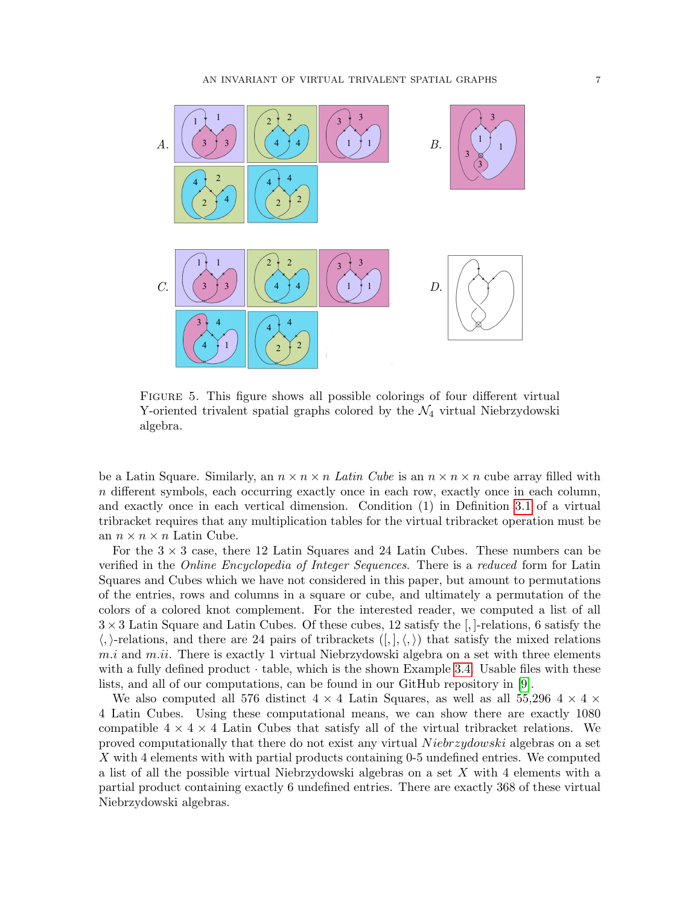FIGURE 5. This figure shows all possible colorings of four different virtual Y-oriented trivalent spatial graphs colored by the $\mathcal{N}_4$ virtual Niebrzydowski algebra.

be a Latin Square. Similarly, an $n \times n \times n$ *Latin Cube* is an $n \times n \times n$ cube array filled with $n$ different symbols, each occurring exactly once in each row, exactly once in each column, and exactly once in each vertical dimension. Condition (1) in Definition 3.1 of a virtual tribracket requires that any multiplication tables for the virtual tribracket operation must be an $n \times n \times n$ Latin Cube.

For the $3 \times 3$ case, there 12 Latin Squares and 24 Latin Cubes. These numbers can be verified in the *Online Encyclopedia of Integer Sequences*. There is a *reduced* form for Latin Squares and Cubes which we have not considered in this paper, but amount to permutations of the entries, rows and columns in a square or cube, and ultimately a permutation of the colors of a colored knot complement. For the interested reader, we computed a list of all $3 \times 3$ Latin Square and Latin Cubes. Of these cubes, 12 satisfy the $[,]$-relations, 6 satisfy the $\langle , \rangle$-relations, and there are 24 pairs of tribrackets $([,], \langle , \rangle)$ that satisfy the mixed relations $m.i$ and $m.ii$. There is exactly 1 virtual Niebrzydowski algebra on a set with three elements with a fully defined product $\cdot$ table, which is the shown Example 3.4. Usable files with these lists, and all of our computations, can be found in our GitHub repository in [9].

We also computed all 576 distinct $4 \times 4$ Latin Squares, as well as all 55,296 $4 \times 4 \times 4$ Latin Cubes. Using these computational means, we can show there are exactly 1080 compatible $4 \times 4 \times 4$ Latin Cubes that satisfy all of the virtual tribracket relations. We proved computationally that there do not exist any virtual *Niebrzydowski* algebras on a set $X$ with 4 elements with with partial products containing 0-5 undefined entries. We computed a list of all the possible virtual Niebrzydowski algebras on a set $X$ with 4 elements with a partial product containing exactly 6 undefined entries. There are exactly 368 of these virtual Niebrzydowski algebras.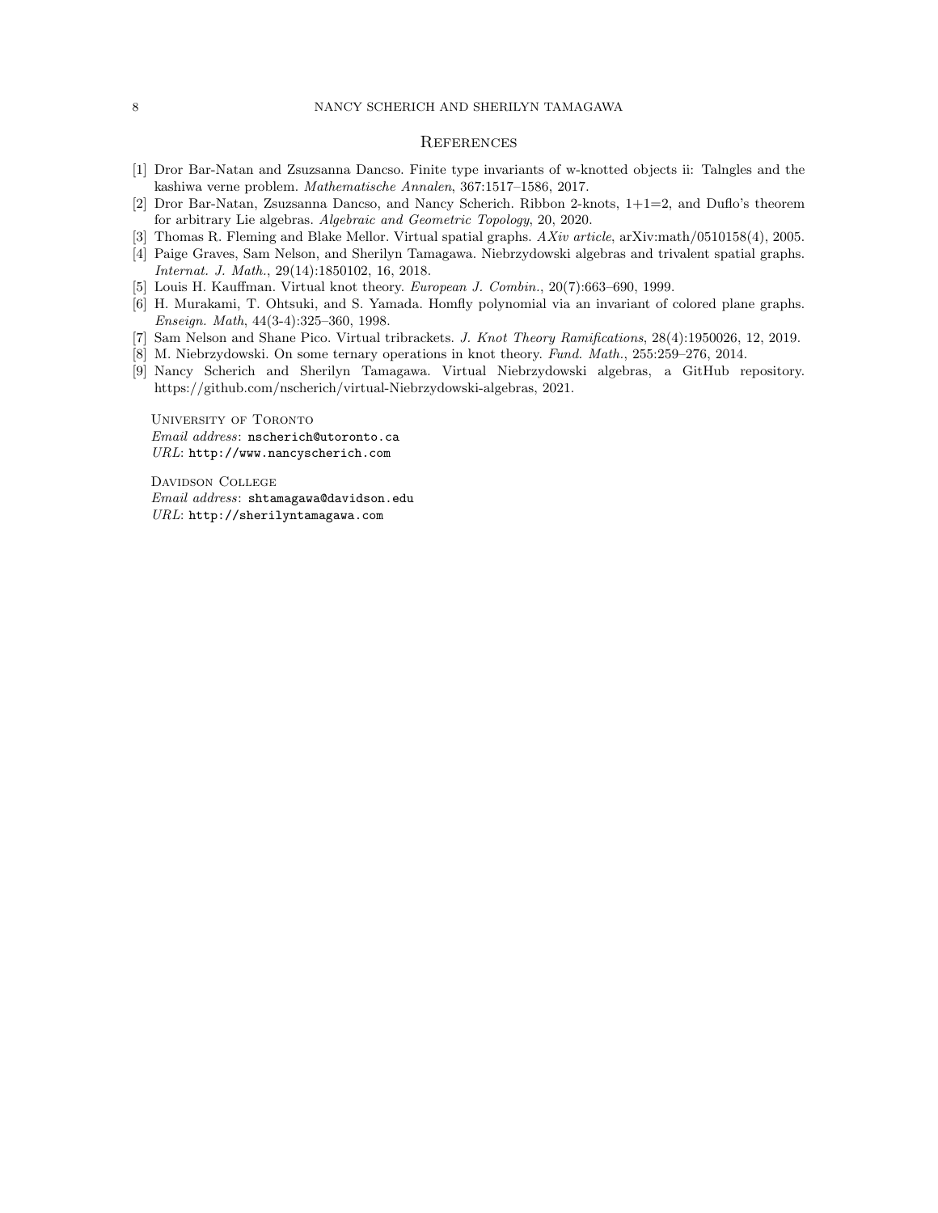## References

[1] Dror Bar-Natan and Zsuzsanna Dancso. Finite type invariants of w-knotted objects ii: Talngles and the kashiwa verne problem. *Mathematische Annalen*, 367:1517–1586, 2017.

[2] Dror Bar-Natan, Zsuzsanna Dancso, and Nancy Scherich. Ribbon 2-knots, 1+1=2, and Duflo's theorem for arbitrary Lie algebras. *Algebraic and Geometric Topology*, 20, 2020.

[3] Thomas R. Fleming and Blake Mellor. Virtual spatial graphs. *AXiv article*, arXiv:math/0510158(4), 2005.

[4] Paige Graves, Sam Nelson, and Sherilyn Tamagawa. Niebrzydowski algebras and trivalent spatial graphs. *Internat. J. Math.*, 29(14):1850102, 16, 2018.

[5] Louis H. Kauffman. Virtual knot theory. *European J. Combin.*, 20(7):663–690, 1999.

[6] H. Murakami, T. Ohtsuki, and S. Yamada. Homfly polynomial via an invariant of colored plane graphs. *Enseign. Math*, 44(3-4):325–360, 1998.

[7] Sam Nelson and Shane Pico. Virtual tribrackets. *J. Knot Theory Ramifications*, 28(4):1950026, 12, 2019.

[8] M. Niebrzydowski. On some ternary operations in knot theory. *Fund. Math.*, 255:259–276, 2014.

[9] Nancy Scherich and Sherilyn Tamagawa. Virtual Niebrzydowski algebras, a GitHub repository. https://github.com/nscherich/virtual-Niebrzydowski-algebras, 2021.

University of Toronto
*Email address*: `nscherich@utoronto.ca`
*URL*: `http://www.nancyscherich.com`

Davidson College
*Email address*: `shtamagawa@davidson.edu`
*URL*: `http://sherilyntamagawa.com`